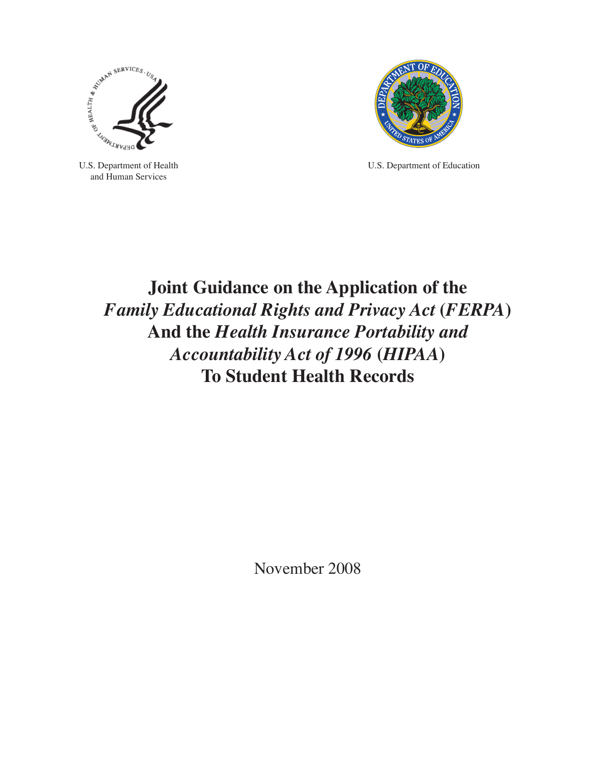U.S. Department of Health and Human Services

U.S. Department of Education

# Joint Guidance on the Application of the *Family Educational Rights and Privacy Act* (*FERPA*) And the *Health Insurance Portability and Accountability Act of 1996* (*HIPAA*) To Student Health Records

November 2008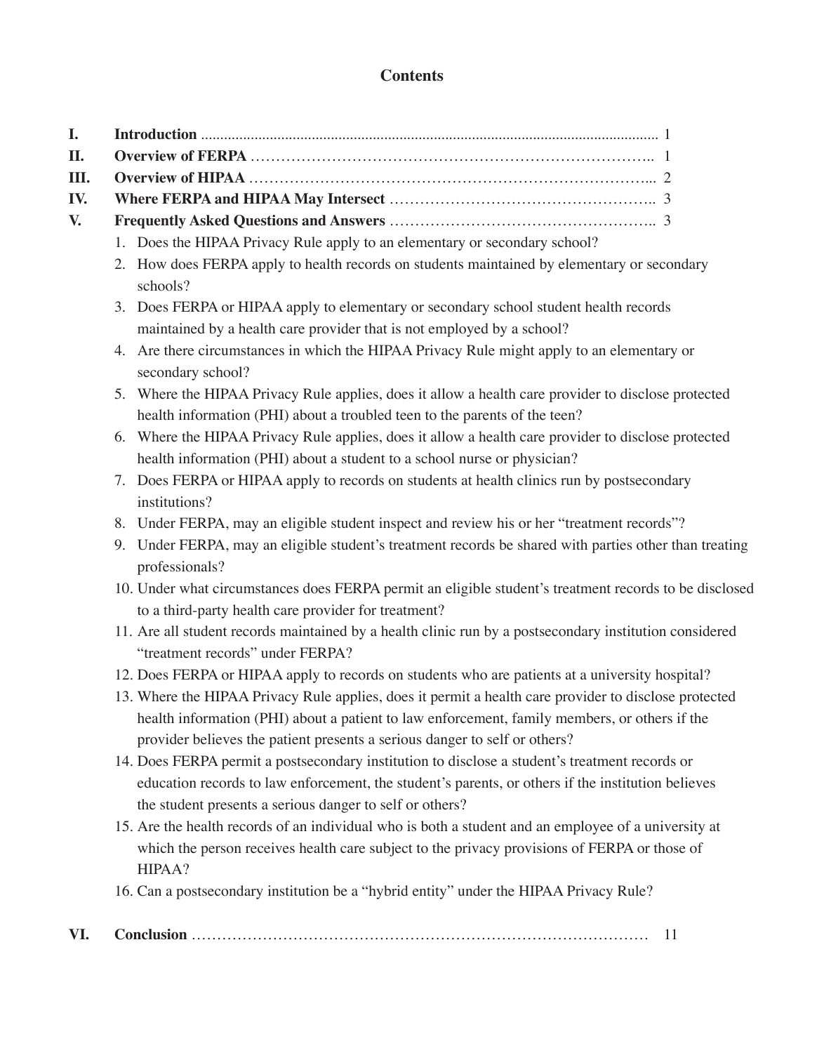# Contents

| | | |
|---|---|---|
| **I.** | **Introduction** | 1 |
| **II.** | **Overview of FERPA** | 1 |
| **III.** | **Overview of HIPAA** | 2 |
| **IV.** | **Where FERPA and HIPAA May Intersect** | 3 |
| **V.** | **Frequently Asked Questions and Answers** | 3 |

1. Does the HIPAA Privacy Rule apply to an elementary or secondary school?
2. How does FERPA apply to health records on students maintained by elementary or secondary schools?
3. Does FERPA or HIPAA apply to elementary or secondary school student health records maintained by a health care provider that is not employed by a school?
4. Are there circumstances in which the HIPAA Privacy Rule might apply to an elementary or secondary school?
5. Where the HIPAA Privacy Rule applies, does it allow a health care provider to disclose protected health information (PHI) about a troubled teen to the parents of the teen?
6. Where the HIPAA Privacy Rule applies, does it allow a health care provider to disclose protected health information (PHI) about a student to a school nurse or physician?
7. Does FERPA or HIPAA apply to records on students at health clinics run by postsecondary institutions?
8. Under FERPA, may an eligible student inspect and review his or her "treatment records"?
9. Under FERPA, may an eligible student's treatment records be shared with parties other than treating professionals?
10. Under what circumstances does FERPA permit an eligible student's treatment records to be disclosed to a third-party health care provider for treatment?
11. Are all student records maintained by a health clinic run by a postsecondary institution considered "treatment records" under FERPA?
12. Does FERPA or HIPAA apply to records on students who are patients at a university hospital?
13. Where the HIPAA Privacy Rule applies, does it permit a health care provider to disclose protected health information (PHI) about a patient to law enforcement, family members, or others if the provider believes the patient presents a serious danger to self or others?
14. Does FERPA permit a postsecondary institution to disclose a student's treatment records or education records to law enforcement, the student's parents, or others if the institution believes the student presents a serious danger to self or others?
15. Are the health records of an individual who is both a student and an employee of a university at which the person receives health care subject to the privacy provisions of FERPA or those of HIPAA?
16. Can a postsecondary institution be a "hybrid entity" under the HIPAA Privacy Rule?

| | | |
|---|---|---|
| **VI.** | **Conclusion** | 11 |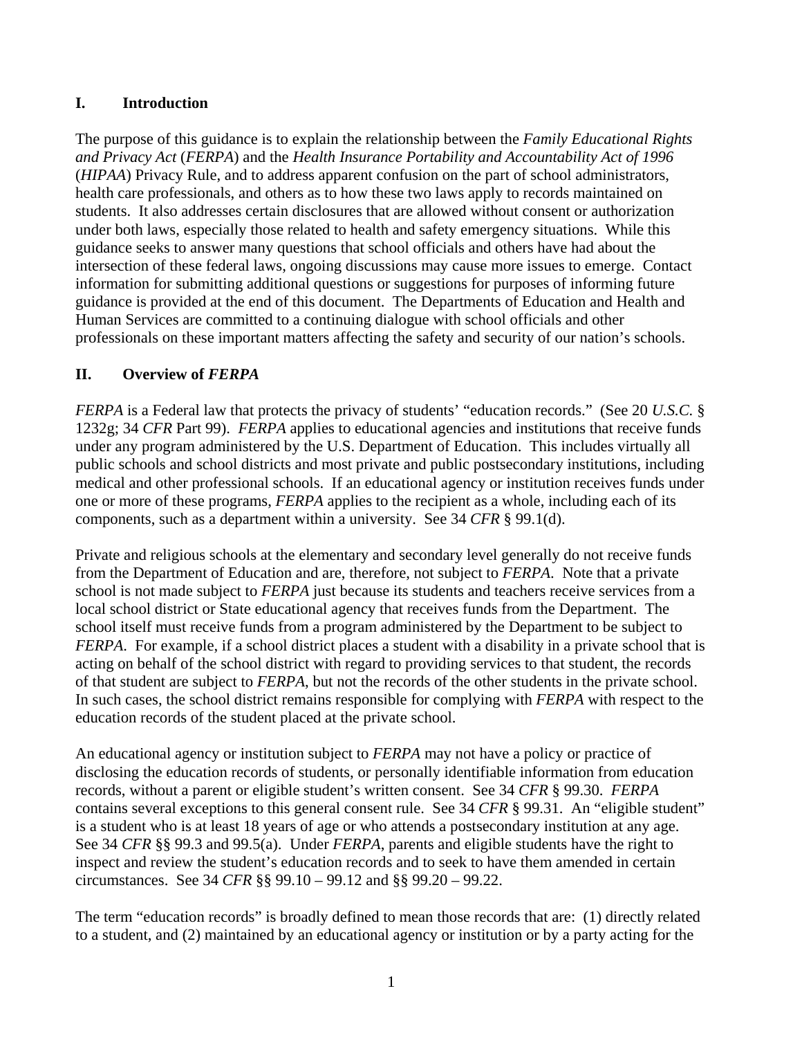## I. Introduction

The purpose of this guidance is to explain the relationship between the *Family Educational Rights and Privacy Act* (*FERPA*) and the *Health Insurance Portability and Accountability Act of 1996* (*HIPAA*) Privacy Rule, and to address apparent confusion on the part of school administrators, health care professionals, and others as to how these two laws apply to records maintained on students. It also addresses certain disclosures that are allowed without consent or authorization under both laws, especially those related to health and safety emergency situations. While this guidance seeks to answer many questions that school officials and others have had about the intersection of these federal laws, ongoing discussions may cause more issues to emerge. Contact information for submitting additional questions or suggestions for purposes of informing future guidance is provided at the end of this document. The Departments of Education and Health and Human Services are committed to a continuing dialogue with school officials and other professionals on these important matters affecting the safety and security of our nation's schools.

## II. Overview of *FERPA*

*FERPA* is a Federal law that protects the privacy of students' "education records." (See 20 *U.S.C.* § 1232g; 34 *CFR* Part 99). *FERPA* applies to educational agencies and institutions that receive funds under any program administered by the U.S. Department of Education. This includes virtually all public schools and school districts and most private and public postsecondary institutions, including medical and other professional schools. If an educational agency or institution receives funds under one or more of these programs, *FERPA* applies to the recipient as a whole, including each of its components, such as a department within a university. See 34 *CFR* § 99.1(d).

Private and religious schools at the elementary and secondary level generally do not receive funds from the Department of Education and are, therefore, not subject to *FERPA*. Note that a private school is not made subject to *FERPA* just because its students and teachers receive services from a local school district or State educational agency that receives funds from the Department. The school itself must receive funds from a program administered by the Department to be subject to *FERPA*. For example, if a school district places a student with a disability in a private school that is acting on behalf of the school district with regard to providing services to that student, the records of that student are subject to *FERPA*, but not the records of the other students in the private school. In such cases, the school district remains responsible for complying with *FERPA* with respect to the education records of the student placed at the private school.

An educational agency or institution subject to *FERPA* may not have a policy or practice of disclosing the education records of students, or personally identifiable information from education records, without a parent or eligible student's written consent. See 34 *CFR* § 99.30. *FERPA* contains several exceptions to this general consent rule. See 34 *CFR* § 99.31. An "eligible student" is a student who is at least 18 years of age or who attends a postsecondary institution at any age. See 34 *CFR* §§ 99.3 and 99.5(a). Under *FERPA*, parents and eligible students have the right to inspect and review the student's education records and to seek to have them amended in certain circumstances. See 34 *CFR* §§ 99.10 – 99.12 and §§ 99.20 – 99.22.

The term "education records" is broadly defined to mean those records that are: (1) directly related to a student, and (2) maintained by an educational agency or institution or by a party acting for the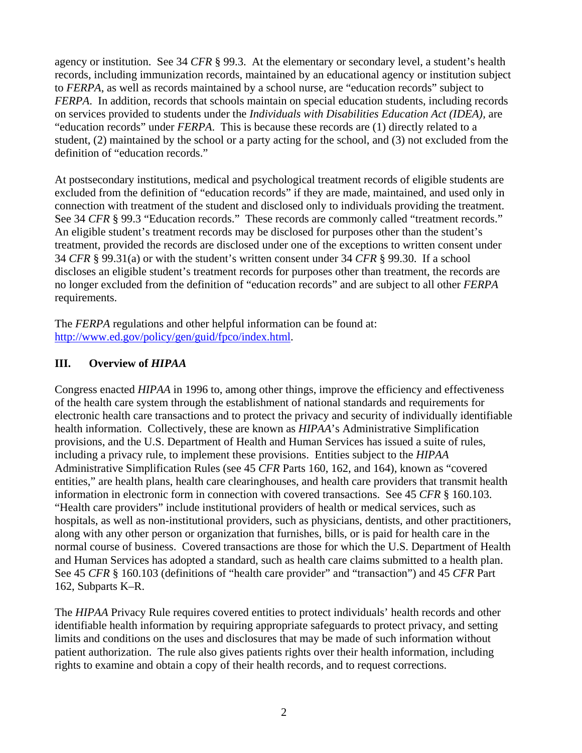agency or institution. See 34 *CFR* § 99.3. At the elementary or secondary level, a student's health records, including immunization records, maintained by an educational agency or institution subject to *FERPA*, as well as records maintained by a school nurse, are "education records" subject to *FERPA*. In addition, records that schools maintain on special education students, including records on services provided to students under the *Individuals with Disabilities Education Act (IDEA)*, are "education records" under *FERPA*. This is because these records are (1) directly related to a student, (2) maintained by the school or a party acting for the school, and (3) not excluded from the definition of "education records."

At postsecondary institutions, medical and psychological treatment records of eligible students are excluded from the definition of "education records" if they are made, maintained, and used only in connection with treatment of the student and disclosed only to individuals providing the treatment. See 34 *CFR* § 99.3 "Education records." These records are commonly called "treatment records." An eligible student's treatment records may be disclosed for purposes other than the student's treatment, provided the records are disclosed under one of the exceptions to written consent under 34 *CFR* § 99.31(a) or with the student's written consent under 34 *CFR* § 99.30. If a school discloses an eligible student's treatment records for purposes other than treatment, the records are no longer excluded from the definition of "education records" and are subject to all other *FERPA* requirements.

The *FERPA* regulations and other helpful information can be found at: [http://www.ed.gov/policy/gen/guid/fpco/index.html](http://www.ed.gov/policy/gen/guid/fpco/index.html).

## III. Overview of *HIPAA*

Congress enacted *HIPAA* in 1996 to, among other things, improve the efficiency and effectiveness of the health care system through the establishment of national standards and requirements for electronic health care transactions and to protect the privacy and security of individually identifiable health information. Collectively, these are known as *HIPAA*'s Administrative Simplification provisions, and the U.S. Department of Health and Human Services has issued a suite of rules, including a privacy rule, to implement these provisions. Entities subject to the *HIPAA* Administrative Simplification Rules (see 45 *CFR* Parts 160, 162, and 164), known as "covered entities," are health plans, health care clearinghouses, and health care providers that transmit health information in electronic form in connection with covered transactions. See 45 *CFR* § 160.103. "Health care providers" include institutional providers of health or medical services, such as hospitals, as well as non-institutional providers, such as physicians, dentists, and other practitioners, along with any other person or organization that furnishes, bills, or is paid for health care in the normal course of business. Covered transactions are those for which the U.S. Department of Health and Human Services has adopted a standard, such as health care claims submitted to a health plan. See 45 *CFR* § 160.103 (definitions of "health care provider" and "transaction") and 45 *CFR* Part 162, Subparts K–R.

The *HIPAA* Privacy Rule requires covered entities to protect individuals' health records and other identifiable health information by requiring appropriate safeguards to protect privacy, and setting limits and conditions on the uses and disclosures that may be made of such information without patient authorization. The rule also gives patients rights over their health information, including rights to examine and obtain a copy of their health records, and to request corrections.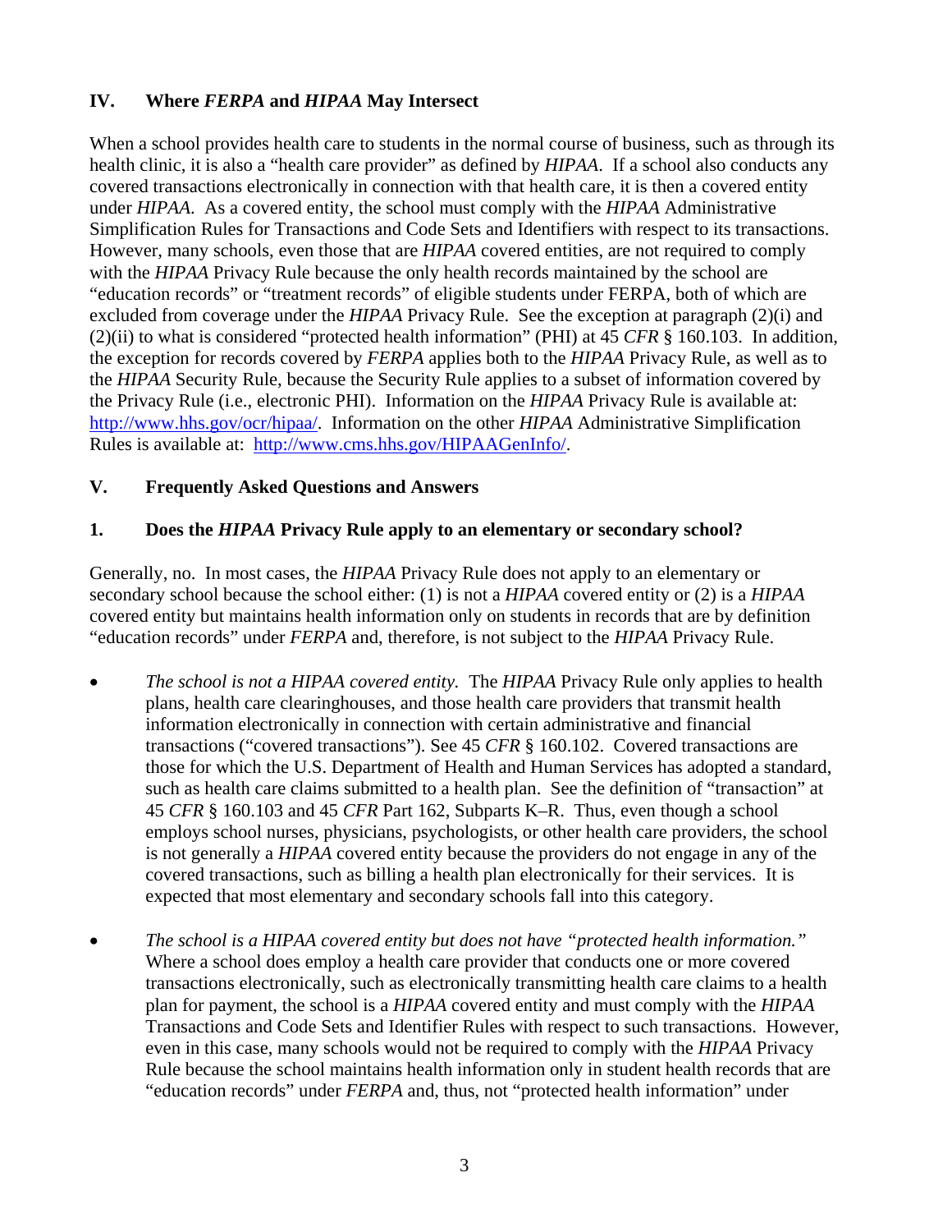## IV. Where *FERPA* and *HIPAA* May Intersect

When a school provides health care to students in the normal course of business, such as through its health clinic, it is also a "health care provider" as defined by *HIPAA*. If a school also conducts any covered transactions electronically in connection with that health care, it is then a covered entity under *HIPAA*. As a covered entity, the school must comply with the *HIPAA* Administrative Simplification Rules for Transactions and Code Sets and Identifiers with respect to its transactions. However, many schools, even those that are *HIPAA* covered entities, are not required to comply with the *HIPAA* Privacy Rule because the only health records maintained by the school are "education records" or "treatment records" of eligible students under FERPA, both of which are excluded from coverage under the *HIPAA* Privacy Rule. See the exception at paragraph (2)(i) and (2)(ii) to what is considered "protected health information" (PHI) at 45 *CFR* § 160.103. In addition, the exception for records covered by *FERPA* applies both to the *HIPAA* Privacy Rule, as well as to the *HIPAA* Security Rule, because the Security Rule applies to a subset of information covered by the Privacy Rule (i.e., electronic PHI). Information on the *HIPAA* Privacy Rule is available at: http://www.hhs.gov/ocr/hipaa/. Information on the other *HIPAA* Administrative Simplification Rules is available at: http://www.cms.hhs.gov/HIPAAGenInfo/.

## V. Frequently Asked Questions and Answers

### 1. Does the *HIPAA* Privacy Rule apply to an elementary or secondary school?

Generally, no. In most cases, the *HIPAA* Privacy Rule does not apply to an elementary or secondary school because the school either: (1) is not a *HIPAA* covered entity or (2) is a *HIPAA* covered entity but maintains health information only on students in records that are by definition "education records" under *FERPA* and, therefore, is not subject to the *HIPAA* Privacy Rule.

- *The school is not a HIPAA covered entity.* The *HIPAA* Privacy Rule only applies to health plans, health care clearinghouses, and those health care providers that transmit health information electronically in connection with certain administrative and financial transactions ("covered transactions"). See 45 *CFR* § 160.102. Covered transactions are those for which the U.S. Department of Health and Human Services has adopted a standard, such as health care claims submitted to a health plan. See the definition of "transaction" at 45 *CFR* § 160.103 and 45 *CFR* Part 162, Subparts K–R. Thus, even though a school employs school nurses, physicians, psychologists, or other health care providers, the school is not generally a *HIPAA* covered entity because the providers do not engage in any of the covered transactions, such as billing a health plan electronically for their services. It is expected that most elementary and secondary schools fall into this category.

- *The school is a HIPAA covered entity but does not have "protected health information."* Where a school does employ a health care provider that conducts one or more covered transactions electronically, such as electronically transmitting health care claims to a health plan for payment, the school is a *HIPAA* covered entity and must comply with the *HIPAA* Transactions and Code Sets and Identifier Rules with respect to such transactions. However, even in this case, many schools would not be required to comply with the *HIPAA* Privacy Rule because the school maintains health information only in student health records that are "education records" under *FERPA* and, thus, not "protected health information" under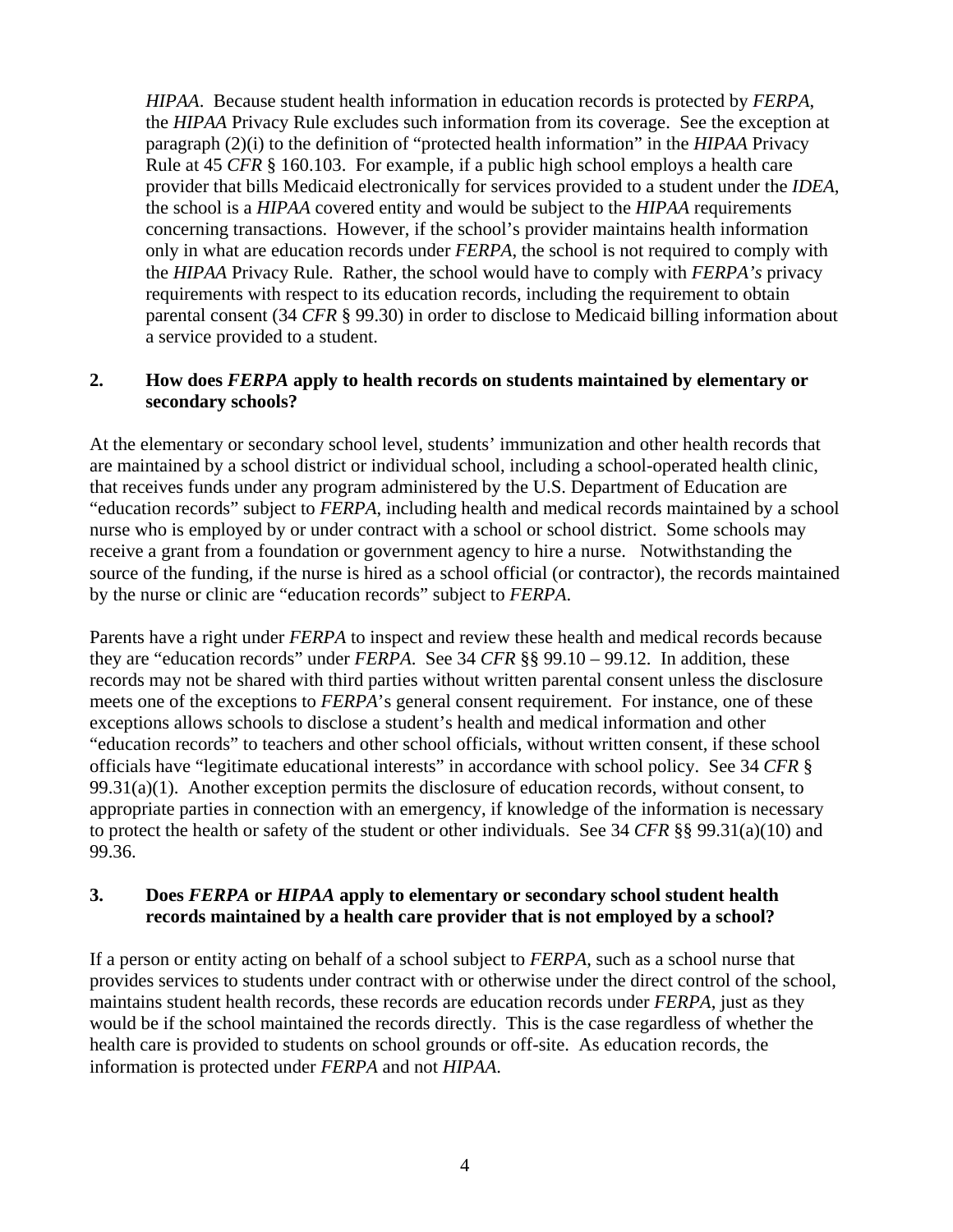*HIPAA*. Because student health information in education records is protected by *FERPA*, the *HIPAA* Privacy Rule excludes such information from its coverage. See the exception at paragraph (2)(i) to the definition of "protected health information" in the *HIPAA* Privacy Rule at 45 *CFR* § 160.103. For example, if a public high school employs a health care provider that bills Medicaid electronically for services provided to a student under the *IDEA*, the school is a *HIPAA* covered entity and would be subject to the *HIPAA* requirements concerning transactions. However, if the school's provider maintains health information only in what are education records under *FERPA*, the school is not required to comply with the *HIPAA* Privacy Rule. Rather, the school would have to comply with *FERPA's* privacy requirements with respect to its education records, including the requirement to obtain parental consent (34 *CFR* § 99.30) in order to disclose to Medicaid billing information about a service provided to a student.

**2. How does *FERPA* apply to health records on students maintained by elementary or secondary schools?**

At the elementary or secondary school level, students' immunization and other health records that are maintained by a school district or individual school, including a school-operated health clinic, that receives funds under any program administered by the U.S. Department of Education are "education records" subject to *FERPA*, including health and medical records maintained by a school nurse who is employed by or under contract with a school or school district. Some schools may receive a grant from a foundation or government agency to hire a nurse. Notwithstanding the source of the funding, if the nurse is hired as a school official (or contractor), the records maintained by the nurse or clinic are "education records" subject to *FERPA*.

Parents have a right under *FERPA* to inspect and review these health and medical records because they are "education records" under *FERPA*. See 34 *CFR* §§ 99.10 – 99.12. In addition, these records may not be shared with third parties without written parental consent unless the disclosure meets one of the exceptions to *FERPA*'s general consent requirement. For instance, one of these exceptions allows schools to disclose a student's health and medical information and other "education records" to teachers and other school officials, without written consent, if these school officials have "legitimate educational interests" in accordance with school policy. See 34 *CFR* § 99.31(a)(1). Another exception permits the disclosure of education records, without consent, to appropriate parties in connection with an emergency, if knowledge of the information is necessary to protect the health or safety of the student or other individuals. See 34 *CFR* §§ 99.31(a)(10) and 99.36.

**3. Does *FERPA* or *HIPAA* apply to elementary or secondary school student health records maintained by a health care provider that is not employed by a school?**

If a person or entity acting on behalf of a school subject to *FERPA*, such as a school nurse that provides services to students under contract with or otherwise under the direct control of the school, maintains student health records, these records are education records under *FERPA*, just as they would be if the school maintained the records directly. This is the case regardless of whether the health care is provided to students on school grounds or off-site. As education records, the information is protected under *FERPA* and not *HIPAA*.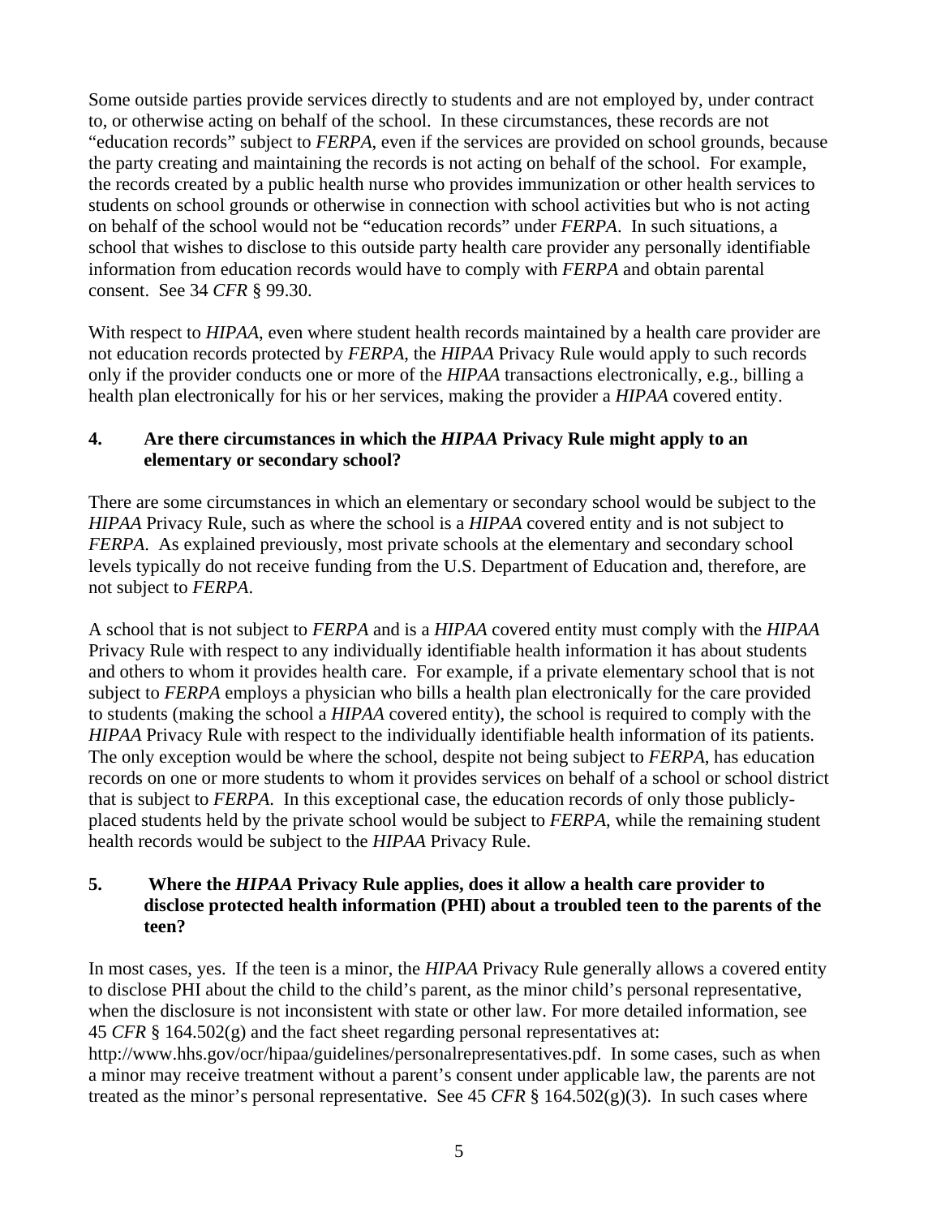Some outside parties provide services directly to students and are not employed by, under contract to, or otherwise acting on behalf of the school. In these circumstances, these records are not "education records" subject to *FERPA*, even if the services are provided on school grounds, because the party creating and maintaining the records is not acting on behalf of the school. For example, the records created by a public health nurse who provides immunization or other health services to students on school grounds or otherwise in connection with school activities but who is not acting on behalf of the school would not be "education records" under *FERPA*. In such situations, a school that wishes to disclose to this outside party health care provider any personally identifiable information from education records would have to comply with *FERPA* and obtain parental consent. See 34 *CFR* § 99.30.

With respect to *HIPAA*, even where student health records maintained by a health care provider are not education records protected by *FERPA*, the *HIPAA* Privacy Rule would apply to such records only if the provider conducts one or more of the *HIPAA* transactions electronically, e.g., billing a health plan electronically for his or her services, making the provider a *HIPAA* covered entity.

### 4. Are there circumstances in which the *HIPAA* Privacy Rule might apply to an elementary or secondary school?

There are some circumstances in which an elementary or secondary school would be subject to the *HIPAA* Privacy Rule, such as where the school is a *HIPAA* covered entity and is not subject to *FERPA*. As explained previously, most private schools at the elementary and secondary school levels typically do not receive funding from the U.S. Department of Education and, therefore, are not subject to *FERPA*.

A school that is not subject to *FERPA* and is a *HIPAA* covered entity must comply with the *HIPAA* Privacy Rule with respect to any individually identifiable health information it has about students and others to whom it provides health care. For example, if a private elementary school that is not subject to *FERPA* employs a physician who bills a health plan electronically for the care provided to students (making the school a *HIPAA* covered entity), the school is required to comply with the *HIPAA* Privacy Rule with respect to the individually identifiable health information of its patients. The only exception would be where the school, despite not being subject to *FERPA*, has education records on one or more students to whom it provides services on behalf of a school or school district that is subject to *FERPA*. In this exceptional case, the education records of only those publicly-placed students held by the private school would be subject to *FERPA*, while the remaining student health records would be subject to the *HIPAA* Privacy Rule.

### 5. Where the *HIPAA* Privacy Rule applies, does it allow a health care provider to disclose protected health information (PHI) about a troubled teen to the parents of the teen?

In most cases, yes. If the teen is a minor, the *HIPAA* Privacy Rule generally allows a covered entity to disclose PHI about the child to the child's parent, as the minor child's personal representative, when the disclosure is not inconsistent with state or other law. For more detailed information, see 45 *CFR* § 164.502(g) and the fact sheet regarding personal representatives at: http://www.hhs.gov/ocr/hipaa/guidelines/personalrepresentatives.pdf. In some cases, such as when a minor may receive treatment without a parent's consent under applicable law, the parents are not treated as the minor's personal representative. See 45 *CFR* § 164.502(g)(3). In such cases where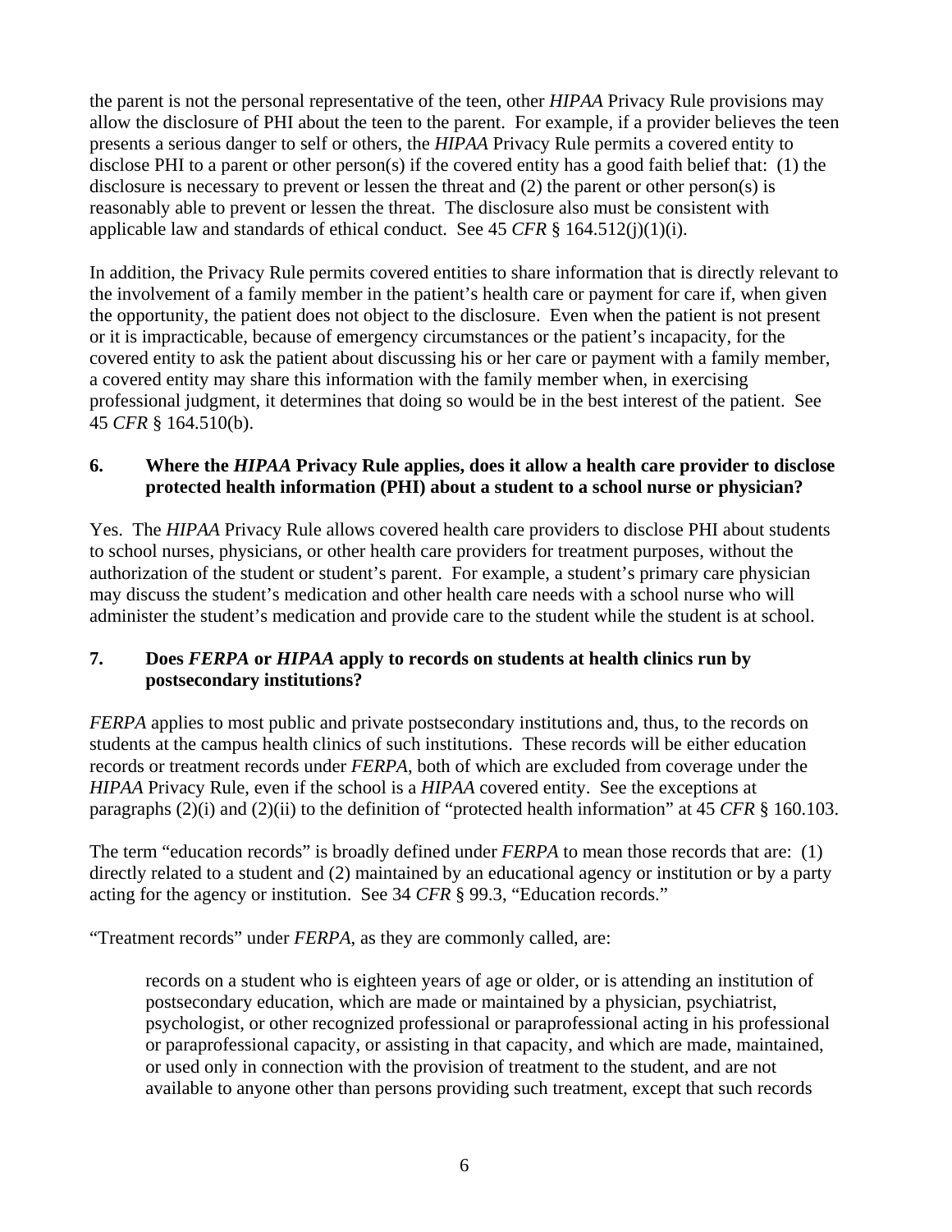the parent is not the personal representative of the teen, other *HIPAA* Privacy Rule provisions may allow the disclosure of PHI about the teen to the parent. For example, if a provider believes the teen presents a serious danger to self or others, the *HIPAA* Privacy Rule permits a covered entity to disclose PHI to a parent or other person(s) if the covered entity has a good faith belief that: (1) the disclosure is necessary to prevent or lessen the threat and (2) the parent or other person(s) is reasonably able to prevent or lessen the threat. The disclosure also must be consistent with applicable law and standards of ethical conduct. See 45 *CFR* § 164.512(j)(1)(i).

In addition, the Privacy Rule permits covered entities to share information that is directly relevant to the involvement of a family member in the patient's health care or payment for care if, when given the opportunity, the patient does not object to the disclosure. Even when the patient is not present or it is impracticable, because of emergency circumstances or the patient's incapacity, for the covered entity to ask the patient about discussing his or her care or payment with a family member, a covered entity may share this information with the family member when, in exercising professional judgment, it determines that doing so would be in the best interest of the patient. See 45 *CFR* § 164.510(b).

### 6. Where the *HIPAA* Privacy Rule applies, does it allow a health care provider to disclose protected health information (PHI) about a student to a school nurse or physician?

Yes. The *HIPAA* Privacy Rule allows covered health care providers to disclose PHI about students to school nurses, physicians, or other health care providers for treatment purposes, without the authorization of the student or student's parent. For example, a student's primary care physician may discuss the student's medication and other health care needs with a school nurse who will administer the student's medication and provide care to the student while the student is at school.

### 7. Does *FERPA* or *HIPAA* apply to records on students at health clinics run by postsecondary institutions?

*FERPA* applies to most public and private postsecondary institutions and, thus, to the records on students at the campus health clinics of such institutions. These records will be either education records or treatment records under *FERPA*, both of which are excluded from coverage under the *HIPAA* Privacy Rule, even if the school is a *HIPAA* covered entity. See the exceptions at paragraphs (2)(i) and (2)(ii) to the definition of "protected health information" at 45 *CFR* § 160.103.

The term "education records" is broadly defined under *FERPA* to mean those records that are: (1) directly related to a student and (2) maintained by an educational agency or institution or by a party acting for the agency or institution. See 34 *CFR* § 99.3, "Education records."

"Treatment records" under *FERPA*, as they are commonly called, are:

> records on a student who is eighteen years of age or older, or is attending an institution of postsecondary education, which are made or maintained by a physician, psychiatrist, psychologist, or other recognized professional or paraprofessional acting in his professional or paraprofessional capacity, or assisting in that capacity, and which are made, maintained, or used only in connection with the provision of treatment to the student, and are not available to anyone other than persons providing such treatment, except that such records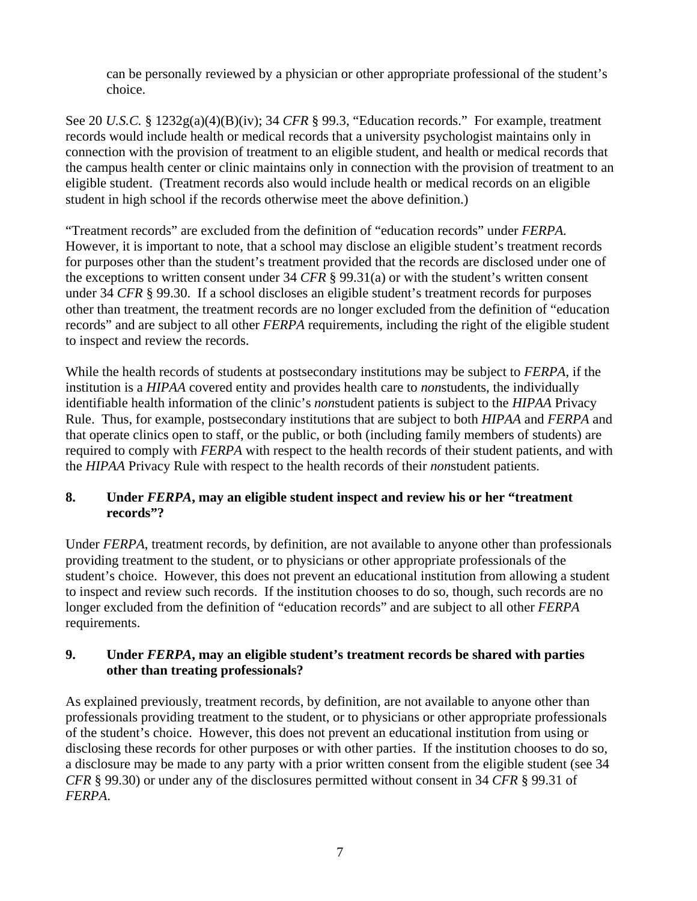can be personally reviewed by a physician or other appropriate professional of the student's choice.

See 20 *U.S.C.* § 1232g(a)(4)(B)(iv); 34 *CFR* § 99.3, "Education records." For example, treatment records would include health or medical records that a university psychologist maintains only in connection with the provision of treatment to an eligible student, and health or medical records that the campus health center or clinic maintains only in connection with the provision of treatment to an eligible student. (Treatment records also would include health or medical records on an eligible student in high school if the records otherwise meet the above definition.)

"Treatment records" are excluded from the definition of "education records" under *FERPA.* However, it is important to note, that a school may disclose an eligible student's treatment records for purposes other than the student's treatment provided that the records are disclosed under one of the exceptions to written consent under 34 *CFR* § 99.31(a) or with the student's written consent under 34 *CFR* § 99.30. If a school discloses an eligible student's treatment records for purposes other than treatment, the treatment records are no longer excluded from the definition of "education records" and are subject to all other *FERPA* requirements, including the right of the eligible student to inspect and review the records.

While the health records of students at postsecondary institutions may be subject to *FERPA*, if the institution is a *HIPAA* covered entity and provides health care to *non*students, the individually identifiable health information of the clinic's *non*student patients is subject to the *HIPAA* Privacy Rule. Thus, for example, postsecondary institutions that are subject to both *HIPAA* and *FERPA* and that operate clinics open to staff, or the public, or both (including family members of students) are required to comply with *FERPA* with respect to the health records of their student patients, and with the *HIPAA* Privacy Rule with respect to the health records of their *non*student patients.

### 8. Under *FERPA*, may an eligible student inspect and review his or her "treatment records"?

Under *FERPA*, treatment records, by definition, are not available to anyone other than professionals providing treatment to the student, or to physicians or other appropriate professionals of the student's choice. However, this does not prevent an educational institution from allowing a student to inspect and review such records. If the institution chooses to do so, though, such records are no longer excluded from the definition of "education records" and are subject to all other *FERPA* requirements.

### 9. Under *FERPA*, may an eligible student's treatment records be shared with parties other than treating professionals?

As explained previously, treatment records, by definition, are not available to anyone other than professionals providing treatment to the student, or to physicians or other appropriate professionals of the student's choice. However, this does not prevent an educational institution from using or disclosing these records for other purposes or with other parties. If the institution chooses to do so, a disclosure may be made to any party with a prior written consent from the eligible student (see 34 *CFR* § 99.30) or under any of the disclosures permitted without consent in 34 *CFR* § 99.31 of *FERPA*.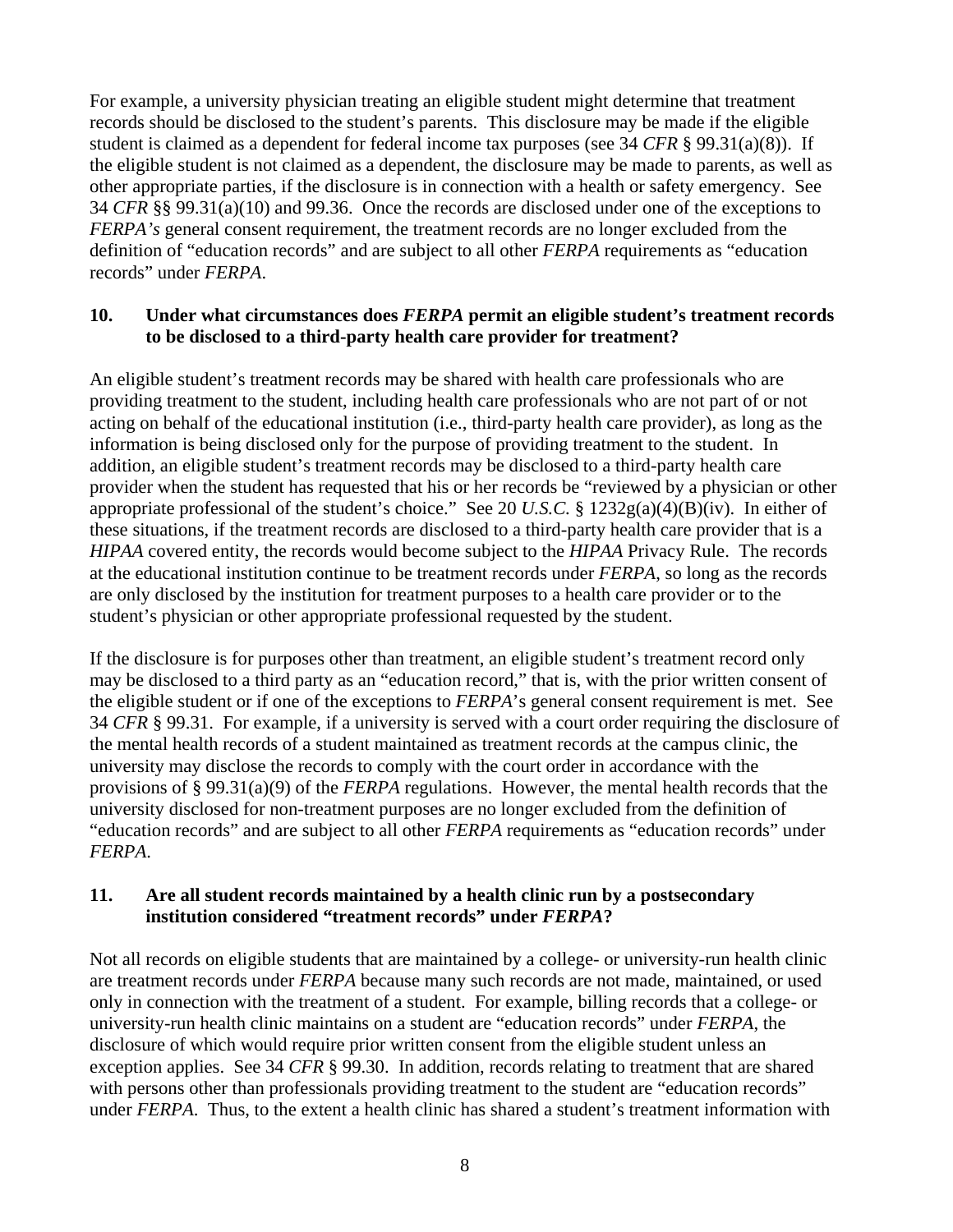For example, a university physician treating an eligible student might determine that treatment records should be disclosed to the student's parents. This disclosure may be made if the eligible student is claimed as a dependent for federal income tax purposes (see 34 *CFR* § 99.31(a)(8)). If the eligible student is not claimed as a dependent, the disclosure may be made to parents, as well as other appropriate parties, if the disclosure is in connection with a health or safety emergency. See 34 *CFR* §§ 99.31(a)(10) and 99.36. Once the records are disclosed under one of the exceptions to *FERPA's* general consent requirement, the treatment records are no longer excluded from the definition of "education records" and are subject to all other *FERPA* requirements as "education records" under *FERPA*.

### 10. Under what circumstances does *FERPA* permit an eligible student's treatment records to be disclosed to a third-party health care provider for treatment?

An eligible student's treatment records may be shared with health care professionals who are providing treatment to the student, including health care professionals who are not part of or not acting on behalf of the educational institution (i.e., third-party health care provider), as long as the information is being disclosed only for the purpose of providing treatment to the student. In addition, an eligible student's treatment records may be disclosed to a third-party health care provider when the student has requested that his or her records be "reviewed by a physician or other appropriate professional of the student's choice." See 20 *U.S.C.* § 1232g(a)(4)(B)(iv). In either of these situations, if the treatment records are disclosed to a third-party health care provider that is a *HIPAA* covered entity, the records would become subject to the *HIPAA* Privacy Rule. The records at the educational institution continue to be treatment records under *FERPA*, so long as the records are only disclosed by the institution for treatment purposes to a health care provider or to the student's physician or other appropriate professional requested by the student.

If the disclosure is for purposes other than treatment, an eligible student's treatment record only may be disclosed to a third party as an "education record," that is, with the prior written consent of the eligible student or if one of the exceptions to *FERPA*'s general consent requirement is met. See 34 *CFR* § 99.31. For example, if a university is served with a court order requiring the disclosure of the mental health records of a student maintained as treatment records at the campus clinic, the university may disclose the records to comply with the court order in accordance with the provisions of § 99.31(a)(9) of the *FERPA* regulations. However, the mental health records that the university disclosed for non-treatment purposes are no longer excluded from the definition of "education records" and are subject to all other *FERPA* requirements as "education records" under *FERPA*.

### 11. Are all student records maintained by a health clinic run by a postsecondary institution considered "treatment records" under *FERPA*?

Not all records on eligible students that are maintained by a college- or university-run health clinic are treatment records under *FERPA* because many such records are not made, maintained, or used only in connection with the treatment of a student. For example, billing records that a college- or university-run health clinic maintains on a student are "education records" under *FERPA*, the disclosure of which would require prior written consent from the eligible student unless an exception applies. See 34 *CFR* § 99.30. In addition, records relating to treatment that are shared with persons other than professionals providing treatment to the student are "education records" under *FERPA*. Thus, to the extent a health clinic has shared a student's treatment information with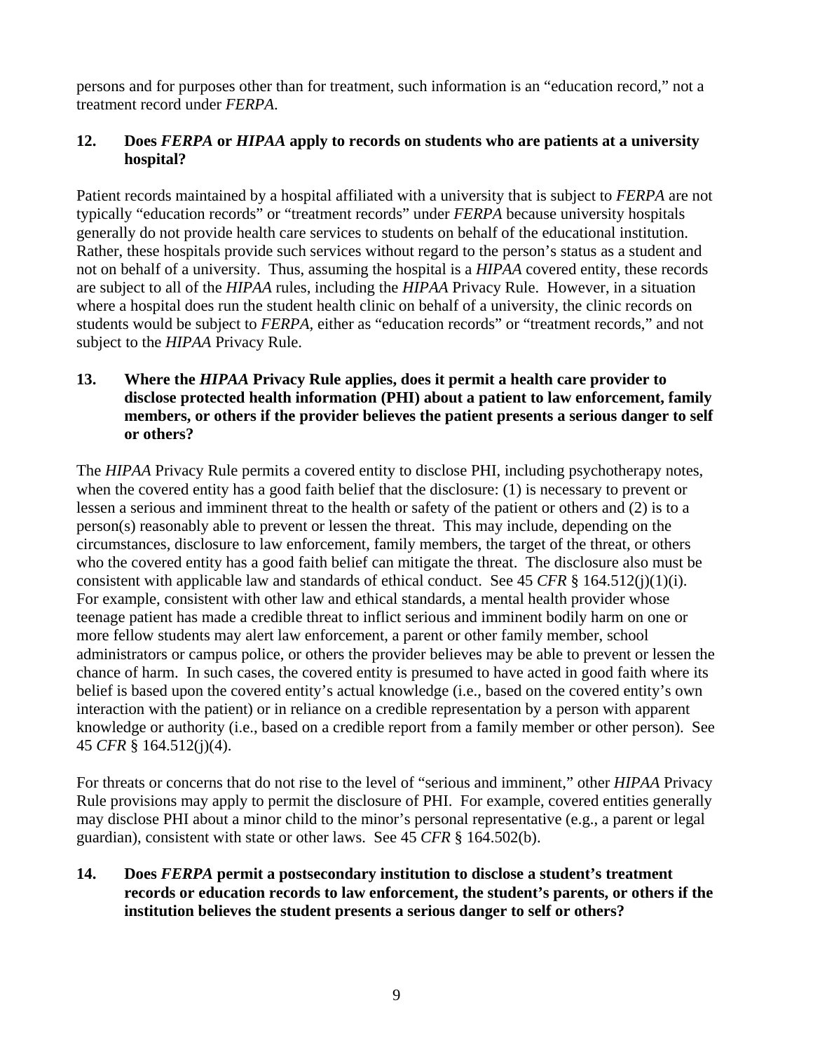persons and for purposes other than for treatment, such information is an "education record," not a treatment record under *FERPA*.

**12. Does *FERPA* or *HIPAA* apply to records on students who are patients at a university hospital?**

Patient records maintained by a hospital affiliated with a university that is subject to *FERPA* are not typically "education records" or "treatment records" under *FERPA* because university hospitals generally do not provide health care services to students on behalf of the educational institution. Rather, these hospitals provide such services without regard to the person's status as a student and not on behalf of a university. Thus, assuming the hospital is a *HIPAA* covered entity, these records are subject to all of the *HIPAA* rules, including the *HIPAA* Privacy Rule. However, in a situation where a hospital does run the student health clinic on behalf of a university, the clinic records on students would be subject to *FERPA*, either as "education records" or "treatment records," and not subject to the *HIPAA* Privacy Rule.

**13. Where the *HIPAA* Privacy Rule applies, does it permit a health care provider to disclose protected health information (PHI) about a patient to law enforcement, family members, or others if the provider believes the patient presents a serious danger to self or others?**

The *HIPAA* Privacy Rule permits a covered entity to disclose PHI, including psychotherapy notes, when the covered entity has a good faith belief that the disclosure: (1) is necessary to prevent or lessen a serious and imminent threat to the health or safety of the patient or others and (2) is to a person(s) reasonably able to prevent or lessen the threat. This may include, depending on the circumstances, disclosure to law enforcement, family members, the target of the threat, or others who the covered entity has a good faith belief can mitigate the threat. The disclosure also must be consistent with applicable law and standards of ethical conduct. See 45 *CFR* § 164.512(j)(1)(i). For example, consistent with other law and ethical standards, a mental health provider whose teenage patient has made a credible threat to inflict serious and imminent bodily harm on one or more fellow students may alert law enforcement, a parent or other family member, school administrators or campus police, or others the provider believes may be able to prevent or lessen the chance of harm. In such cases, the covered entity is presumed to have acted in good faith where its belief is based upon the covered entity's actual knowledge (i.e., based on the covered entity's own interaction with the patient) or in reliance on a credible representation by a person with apparent knowledge or authority (i.e., based on a credible report from a family member or other person). See 45 *CFR* § 164.512(j)(4).

For threats or concerns that do not rise to the level of "serious and imminent," other *HIPAA* Privacy Rule provisions may apply to permit the disclosure of PHI. For example, covered entities generally may disclose PHI about a minor child to the minor's personal representative (e.g., a parent or legal guardian), consistent with state or other laws. See 45 *CFR* § 164.502(b).

**14. Does *FERPA* permit a postsecondary institution to disclose a student's treatment records or education records to law enforcement, the student's parents, or others if the institution believes the student presents a serious danger to self or others?**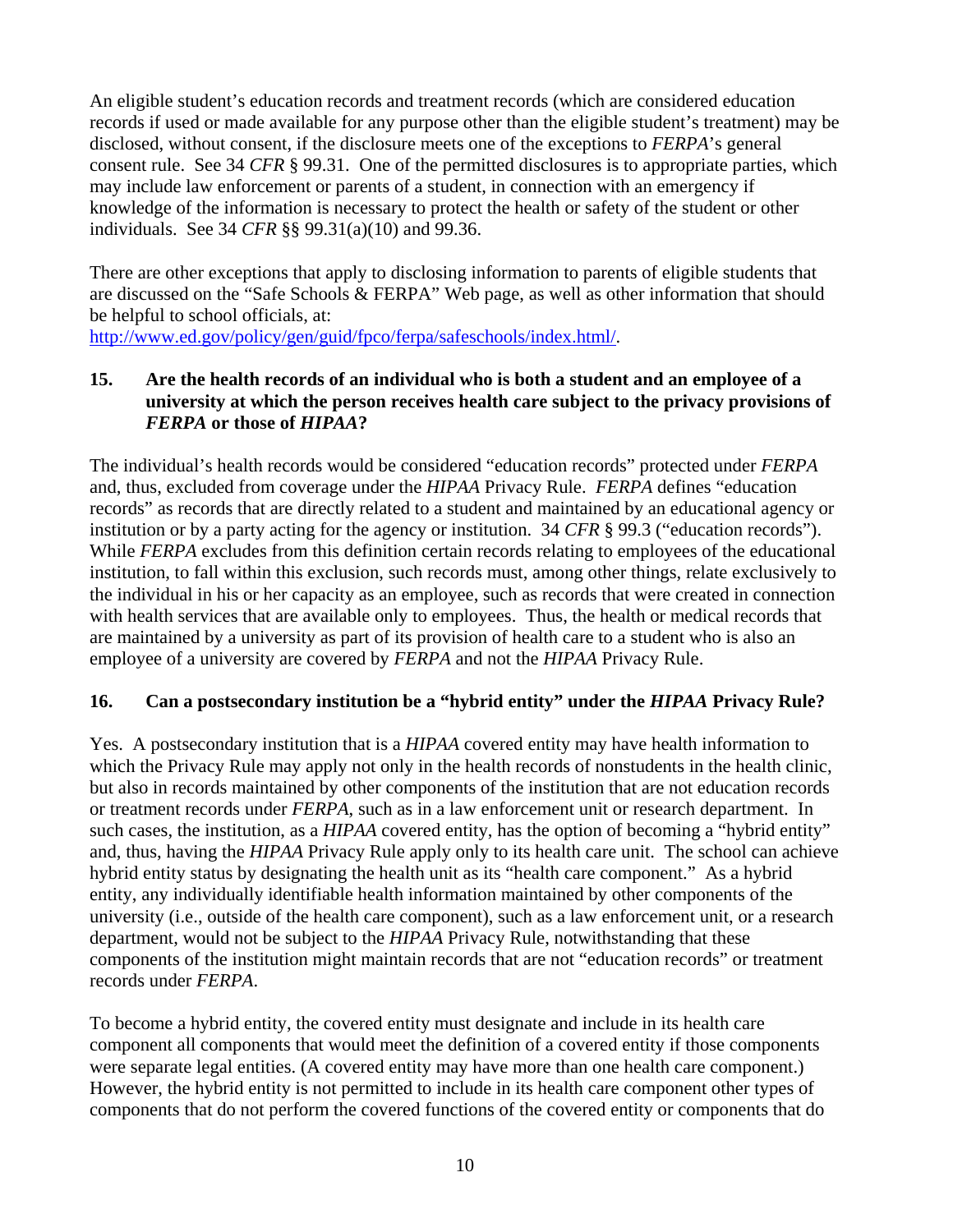An eligible student's education records and treatment records (which are considered education records if used or made available for any purpose other than the eligible student's treatment) may be disclosed, without consent, if the disclosure meets one of the exceptions to *FERPA*'s general consent rule. See 34 *CFR* § 99.31. One of the permitted disclosures is to appropriate parties, which may include law enforcement or parents of a student, in connection with an emergency if knowledge of the information is necessary to protect the health or safety of the student or other individuals. See 34 *CFR* §§ 99.31(a)(10) and 99.36.

There are other exceptions that apply to disclosing information to parents of eligible students that are discussed on the "Safe Schools & FERPA" Web page, as well as other information that should be helpful to school officials, at: [http://www.ed.gov/policy/gen/guid/fpco/ferpa/safeschools/index.html/](http://www.ed.gov/policy/gen/guid/fpco/ferpa/safeschools/index.html/).

### 15. Are the health records of an individual who is both a student and an employee of a university at which the person receives health care subject to the privacy provisions of *FERPA* or those of *HIPAA*?

The individual's health records would be considered "education records" protected under *FERPA* and, thus, excluded from coverage under the *HIPAA* Privacy Rule. *FERPA* defines "education records" as records that are directly related to a student and maintained by an educational agency or institution or by a party acting for the agency or institution. 34 *CFR* § 99.3 ("education records"). While *FERPA* excludes from this definition certain records relating to employees of the educational institution, to fall within this exclusion, such records must, among other things, relate exclusively to the individual in his or her capacity as an employee, such as records that were created in connection with health services that are available only to employees. Thus, the health or medical records that are maintained by a university as part of its provision of health care to a student who is also an employee of a university are covered by *FERPA* and not the *HIPAA* Privacy Rule.

### 16. Can a postsecondary institution be a "hybrid entity" under the *HIPAA* Privacy Rule?

Yes. A postsecondary institution that is a *HIPAA* covered entity may have health information to which the Privacy Rule may apply not only in the health records of nonstudents in the health clinic, but also in records maintained by other components of the institution that are not education records or treatment records under *FERPA*, such as in a law enforcement unit or research department. In such cases, the institution, as a *HIPAA* covered entity, has the option of becoming a "hybrid entity" and, thus, having the *HIPAA* Privacy Rule apply only to its health care unit. The school can achieve hybrid entity status by designating the health unit as its "health care component." As a hybrid entity, any individually identifiable health information maintained by other components of the university (i.e., outside of the health care component), such as a law enforcement unit, or a research department, would not be subject to the *HIPAA* Privacy Rule, notwithstanding that these components of the institution might maintain records that are not "education records" or treatment records under *FERPA*.

To become a hybrid entity, the covered entity must designate and include in its health care component all components that would meet the definition of a covered entity if those components were separate legal entities. (A covered entity may have more than one health care component.) However, the hybrid entity is not permitted to include in its health care component other types of components that do not perform the covered functions of the covered entity or components that do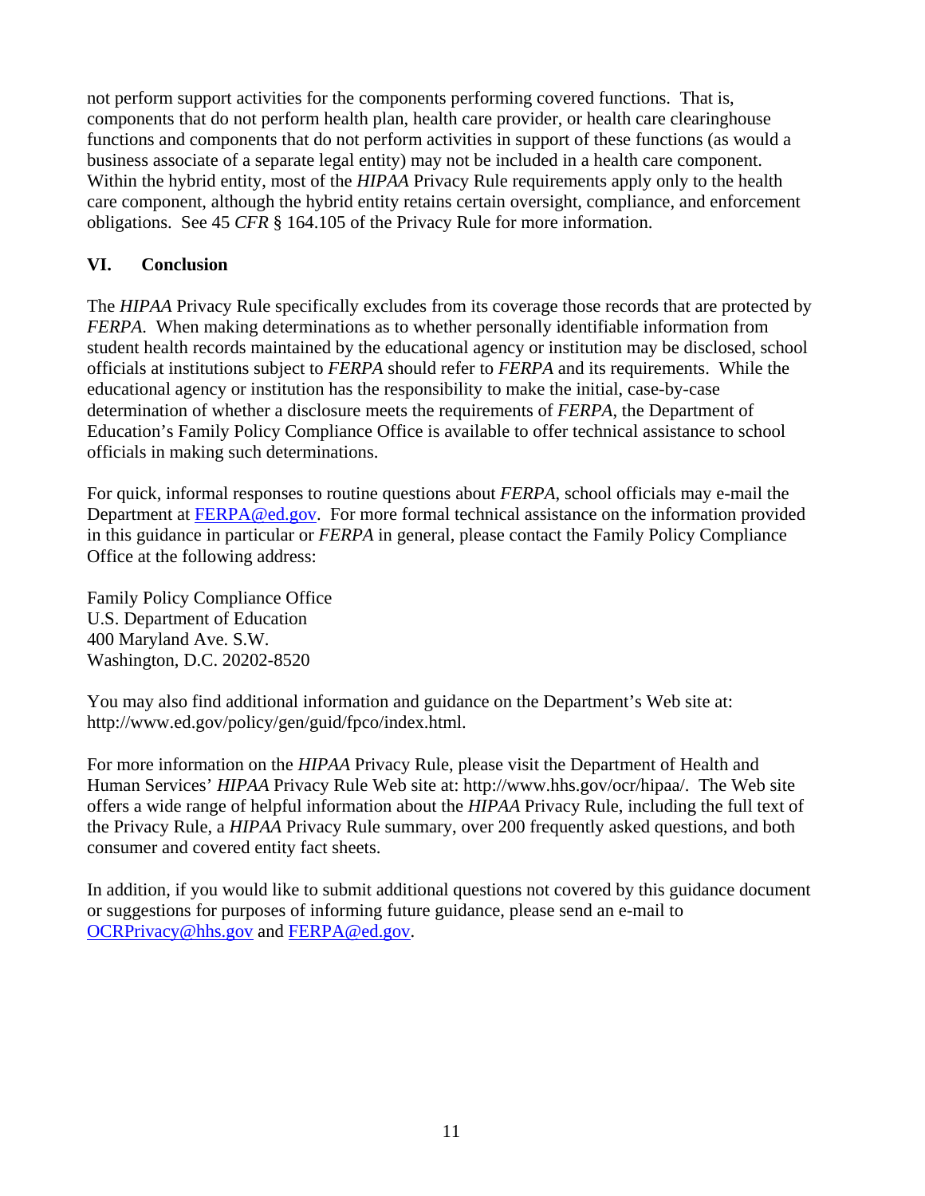not perform support activities for the components performing covered functions. That is, components that do not perform health plan, health care provider, or health care clearinghouse functions and components that do not perform activities in support of these functions (as would a business associate of a separate legal entity) may not be included in a health care component. Within the hybrid entity, most of the *HIPAA* Privacy Rule requirements apply only to the health care component, although the hybrid entity retains certain oversight, compliance, and enforcement obligations. See 45 *CFR* § 164.105 of the Privacy Rule for more information.

## VI. Conclusion

The *HIPAA* Privacy Rule specifically excludes from its coverage those records that are protected by *FERPA*. When making determinations as to whether personally identifiable information from student health records maintained by the educational agency or institution may be disclosed, school officials at institutions subject to *FERPA* should refer to *FERPA* and its requirements. While the educational agency or institution has the responsibility to make the initial, case-by-case determination of whether a disclosure meets the requirements of *FERPA*, the Department of Education's Family Policy Compliance Office is available to offer technical assistance to school officials in making such determinations.

For quick, informal responses to routine questions about *FERPA*, school officials may e-mail the Department at FERPA@ed.gov. For more formal technical assistance on the information provided in this guidance in particular or *FERPA* in general, please contact the Family Policy Compliance Office at the following address:

Family Policy Compliance Office
U.S. Department of Education
400 Maryland Ave. S.W.
Washington, D.C. 20202-8520

You may also find additional information and guidance on the Department's Web site at: http://www.ed.gov/policy/gen/guid/fpco/index.html.

For more information on the *HIPAA* Privacy Rule, please visit the Department of Health and Human Services' *HIPAA* Privacy Rule Web site at: http://www.hhs.gov/ocr/hipaa/. The Web site offers a wide range of helpful information about the *HIPAA* Privacy Rule, including the full text of the Privacy Rule, a *HIPAA* Privacy Rule summary, over 200 frequently asked questions, and both consumer and covered entity fact sheets.

In addition, if you would like to submit additional questions not covered by this guidance document or suggestions for purposes of informing future guidance, please send an e-mail to OCRPrivacy@hhs.gov and FERPA@ed.gov.